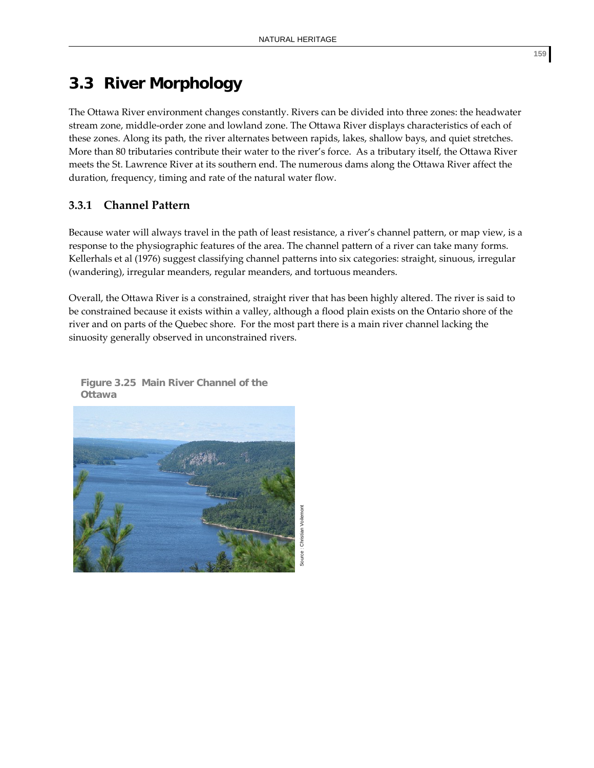## 3.3 River Morphology

The Ottawa River environment changes constantly. Rivers can be divided into three zones: the headwater stream zone, middle-order zone and lowland zone. The Ottawa River displays characteristics of each of these zones. Along its path, the river alternates between rapids, lakes, shallow bays, and quiet stretches. More than 80 tributaries contribute their water to the river's force. As a tributary itself, the Ottawa River meets the St. Lawrence River at its southern end. The numerous dams along the Ottawa River affect the duration, frequency, timing and rate of the natural water flow.

### 3.3.1 Channel Pattern

Because water will always travel in the path of least resistance, a river's channel pattern, or map view, is a response to the physiographic features of the area. The channel pattern of a river can take many forms. Kellerhals et al (1976) suggest classifying channel patterns into six categories: straight, sinuous, irregular (wandering), irregular meanders, regular meanders, and tortuous meanders.

Overall, the Ottawa River is a constrained, straight river that has been highly altered. The river is said to be constrained because it exists within a valley, although a flood plain exists on the Ontario shore of the river and on parts of the Quebec shore. For the most part there is a main river channel lacking the sinuosity generally observed in unconstrained rivers.

**Figure 3.25 Main River Channel of the Ottawa**

Source : Christian Voilemont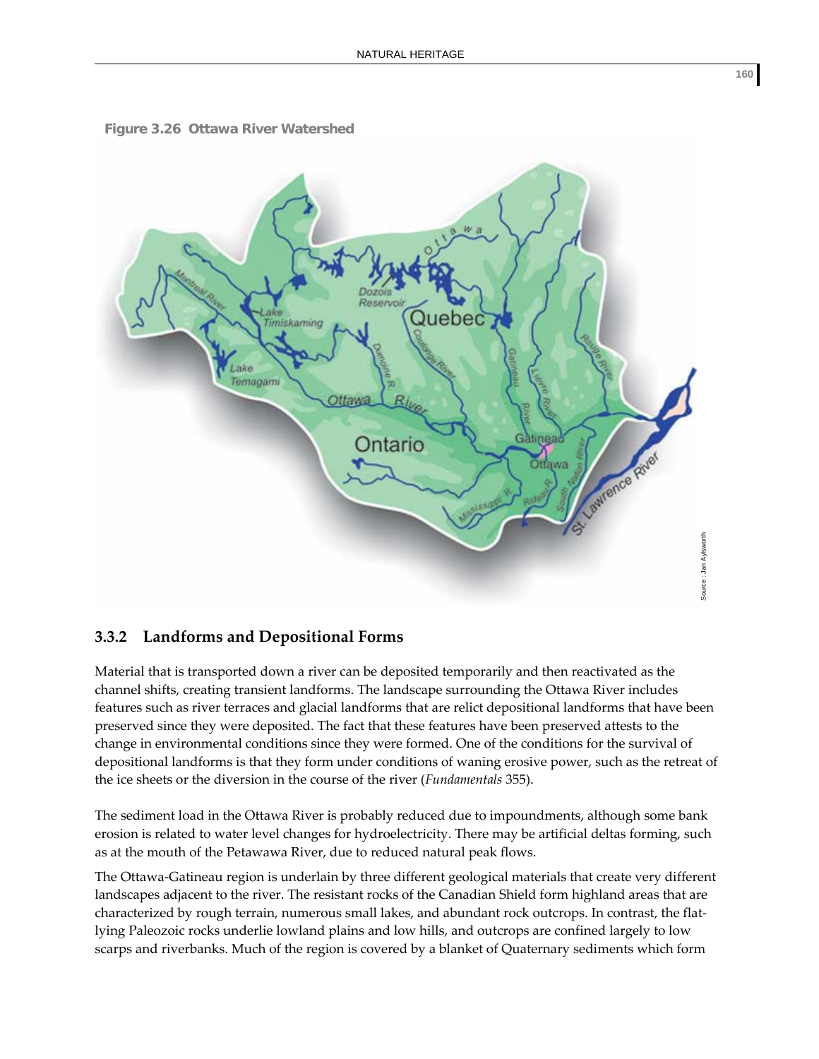**Figure 3.26 Ottawa River Watershed**

### 3.3.2 Landforms and Depositional Forms

Material that is transported down a river can be deposited temporarily and then reactivated as the channel shifts, creating transient landforms. The landscape surrounding the Ottawa River includes features such as river terraces and glacial landforms that are relict depositional landforms that have been preserved since they were deposited. The fact that these features have been preserved attests to the change in environmental conditions since they were formed. One of the conditions for the survival of depositional landforms is that they form under conditions of waning erosive power, such as the retreat of the ice sheets or the diversion in the course of the river (*Fundamentals* 355).

The sediment load in the Ottawa River is probably reduced due to impoundments, although some bank erosion is related to water level changes for hydroelectricity. There may be artificial deltas forming, such as at the mouth of the Petawawa River, due to reduced natural peak flows.

The Ottawa-Gatineau region is underlain by three different geological materials that create very different landscapes adjacent to the river. The resistant rocks of the Canadian Shield form highland areas that are characterized by rough terrain, numerous small lakes, and abundant rock outcrops. In contrast, the flat-lying Paleozoic rocks underlie lowland plains and low hills, and outcrops are confined largely to low scarps and riverbanks. Much of the region is covered by a blanket of Quaternary sediments which form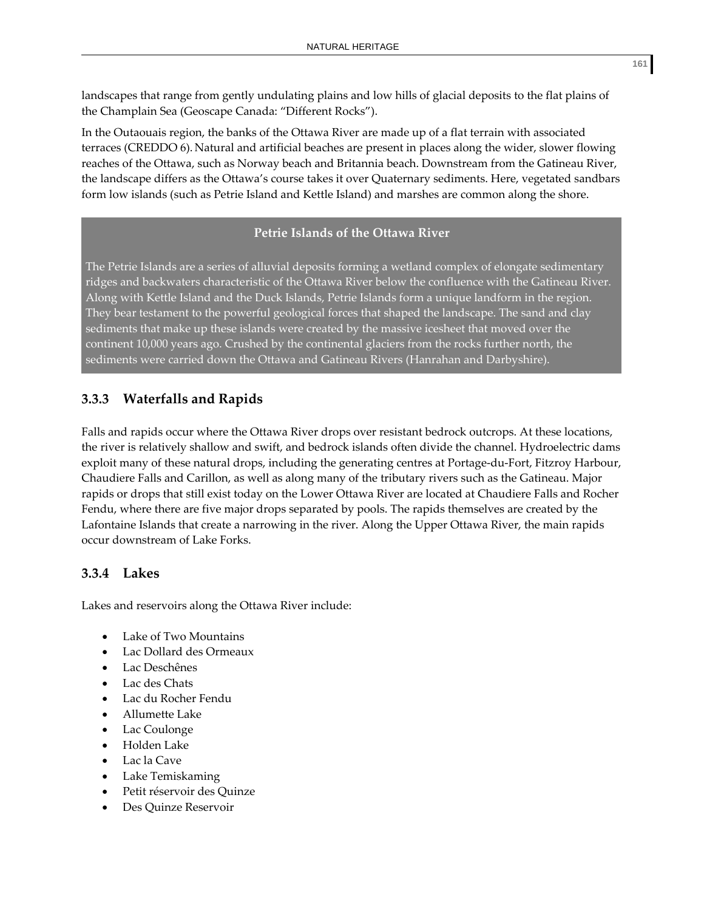landscapes that range from gently undulating plains and low hills of glacial deposits to the flat plains of the Champlain Sea (Geoscape Canada: "Different Rocks").

In the Outaouais region, the banks of the Ottawa River are made up of a flat terrain with associated terraces (CREDDO 6). Natural and artificial beaches are present in places along the wider, slower flowing reaches of the Ottawa, such as Norway beach and Britannia beach. Downstream from the Gatineau River, the landscape differs as the Ottawa's course takes it over Quaternary sediments. Here, vegetated sandbars form low islands (such as Petrie Island and Kettle Island) and marshes are common along the shore.

**Petrie Islands of the Ottawa River**

The Petrie Islands are a series of alluvial deposits forming a wetland complex of elongate sedimentary ridges and backwaters characteristic of the Ottawa River below the confluence with the Gatineau River. Along with Kettle Island and the Duck Islands, Petrie Islands form a unique landform in the region. They bear testament to the powerful geological forces that shaped the landscape. The sand and clay sediments that make up these islands were created by the massive icesheet that moved over the continent 10,000 years ago. Crushed by the continental glaciers from the rocks further north, the sediments were carried down the Ottawa and Gatineau Rivers (Hanrahan and Darbyshire).

### 3.3.3 Waterfalls and Rapids

Falls and rapids occur where the Ottawa River drops over resistant bedrock outcrops. At these locations, the river is relatively shallow and swift, and bedrock islands often divide the channel. Hydroelectric dams exploit many of these natural drops, including the generating centres at Portage-du-Fort, Fitzroy Harbour, Chaudiere Falls and Carillon, as well as along many of the tributary rivers such as the Gatineau. Major rapids or drops that still exist today on the Lower Ottawa River are located at Chaudiere Falls and Rocher Fendu, where there are five major drops separated by pools. The rapids themselves are created by the Lafontaine Islands that create a narrowing in the river. Along the Upper Ottawa River, the main rapids occur downstream of Lake Forks.

### 3.3.4 Lakes

Lakes and reservoirs along the Ottawa River include:

- Lake of Two Mountains
- Lac Dollard des Ormeaux
- Lac Deschênes
- Lac des Chats
- Lac du Rocher Fendu
- Allumette Lake
- Lac Coulonge
- Holden Lake
- Lac la Cave
- Lake Temiskaming
- Petit réservoir des Quinze
- Des Quinze Reservoir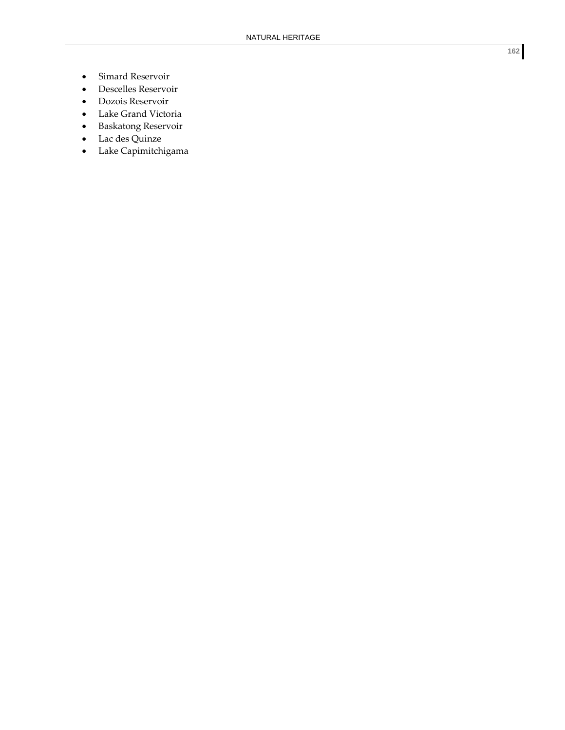- Simard Reservoir
- Descelles Reservoir
- Dozois Reservoir
- Lake Grand Victoria
- Baskatong Reservoir
- Lac des Quinze
- Lake Capimitchigama